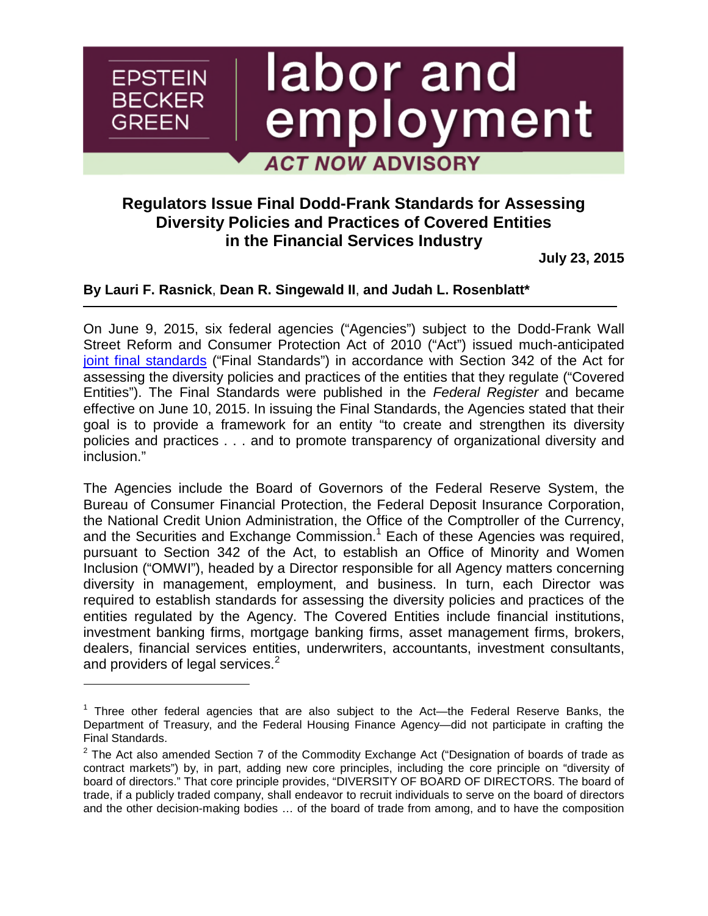EPSTEIN BECKER GREEN

# labor and employment

**ACT NOW ADVISORY**

## Regulators Issue Final Dodd-Frank Standards for Assessing Diversity Policies and Practices of Covered Entities in the Financial Services Industry

**July 23, 2015**

**By Lauri F. Rasnick, Dean R. Singewald II, and Judah L. Rosenblatt***

---

On June 9, 2015, six federal agencies ("Agencies") subject to the Dodd-Frank Wall Street Reform and Consumer Protection Act of 2010 ("Act") issued much-anticipated joint final standards ("Final Standards") in accordance with Section 342 of the Act for assessing the diversity policies and practices of the entities that they regulate ("Covered Entities"). The Final Standards were published in the *Federal Register* and became effective on June 10, 2015. In issuing the Final Standards, the Agencies stated that their goal is to provide a framework for an entity "to create and strengthen its diversity policies and practices . . . and to promote transparency of organizational diversity and inclusion."

The Agencies include the Board of Governors of the Federal Reserve System, the Bureau of Consumer Financial Protection, the Federal Deposit Insurance Corporation, the National Credit Union Administration, the Office of the Comptroller of the Currency, and the Securities and Exchange Commission.[1] Each of these Agencies was required, pursuant to Section 342 of the Act, to establish an Office of Minority and Women Inclusion ("OMWI"), headed by a Director responsible for all Agency matters concerning diversity in management, employment, and business. In turn, each Director was required to establish standards for assessing the diversity policies and practices of the entities regulated by the Agency. The Covered Entities include financial institutions, investment banking firms, mortgage banking firms, asset management firms, brokers, dealers, financial services entities, underwriters, accountants, investment consultants, and providers of legal services.[2]

---

[1] Three other federal agencies that are also subject to the Act—the Federal Reserve Banks, the Department of Treasury, and the Federal Housing Finance Agency—did not participate in crafting the Final Standards.

[2] The Act also amended Section 7 of the Commodity Exchange Act ("Designation of boards of trade as contract markets") by, in part, adding new core principles, including the core principle on "diversity of board of directors." That core principle provides, "DIVERSITY OF BOARD OF DIRECTORS. The board of trade, if a publicly traded company, shall endeavor to recruit individuals to serve on the board of directors and the other decision-making bodies … of the board of trade from among, and to have the composition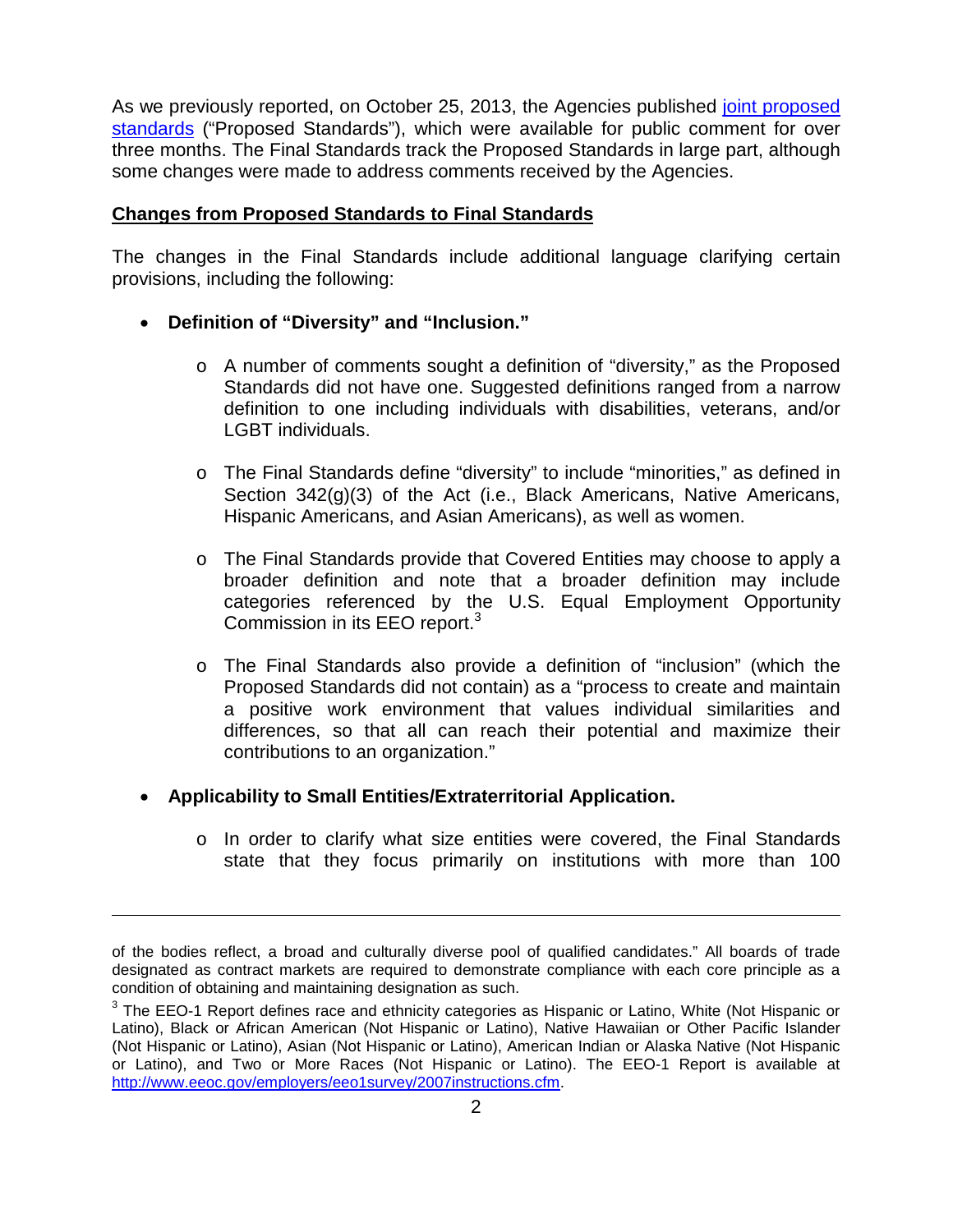As we previously reported, on October 25, 2013, the Agencies published joint proposed standards ("Proposed Standards"), which were available for public comment for over three months. The Final Standards track the Proposed Standards in large part, although some changes were made to address comments received by the Agencies.

**Changes from Proposed Standards to Final Standards**

The changes in the Final Standards include additional language clarifying certain provisions, including the following:

- **Definition of "Diversity" and "Inclusion."**
  - A number of comments sought a definition of "diversity," as the Proposed Standards did not have one. Suggested definitions ranged from a narrow definition to one including individuals with disabilities, veterans, and/or LGBT individuals.
  - The Final Standards define "diversity" to include "minorities," as defined in Section 342(g)(3) of the Act (i.e., Black Americans, Native Americans, Hispanic Americans, and Asian Americans), as well as women.
  - The Final Standards provide that Covered Entities may choose to apply a broader definition and note that a broader definition may include categories referenced by the U.S. Equal Employment Opportunity Commission in its EEO report.[3]
  - The Final Standards also provide a definition of "inclusion" (which the Proposed Standards did not contain) as a "process to create and maintain a positive work environment that values individual similarities and differences, so that all can reach their potential and maximize their contributions to an organization."
- **Applicability to Small Entities/Extraterritorial Application.**
  - In order to clarify what size entities were covered, the Final Standards state that they focus primarily on institutions with more than 100

---

of the bodies reflect, a broad and culturally diverse pool of qualified candidates." All boards of trade designated as contract markets are required to demonstrate compliance with each core principle as a condition of obtaining and maintaining designation as such.

[3] The EEO-1 Report defines race and ethnicity categories as Hispanic or Latino, White (Not Hispanic or Latino), Black or African American (Not Hispanic or Latino), Native Hawaiian or Other Pacific Islander (Not Hispanic or Latino), Asian (Not Hispanic or Latino), American Indian or Alaska Native (Not Hispanic or Latino), and Two or More Races (Not Hispanic or Latino). The EEO-1 Report is available at http://www.eeoc.gov/employers/eeo1survey/2007instructions.cfm.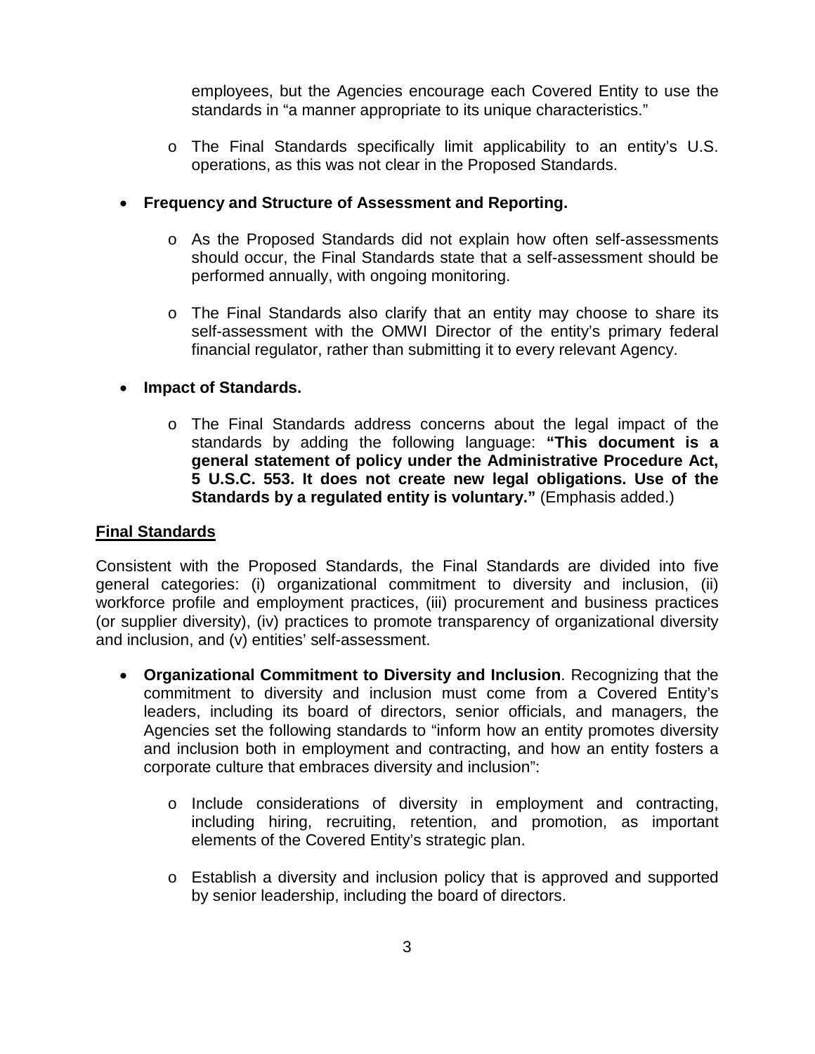employees, but the Agencies encourage each Covered Entity to use the standards in "a manner appropriate to its unique characteristics."

- The Final Standards specifically limit applicability to an entity's U.S. operations, as this was not clear in the Proposed Standards.

- **Frequency and Structure of Assessment and Reporting.**
  - As the Proposed Standards did not explain how often self-assessments should occur, the Final Standards state that a self-assessment should be performed annually, with ongoing monitoring.
  - The Final Standards also clarify that an entity may choose to share its self-assessment with the OMWI Director of the entity's primary federal financial regulator, rather than submitting it to every relevant Agency.

- **Impact of Standards.**
  - The Final Standards address concerns about the legal impact of the standards by adding the following language: **"This document is a general statement of policy under the Administrative Procedure Act, 5 U.S.C. 553. It does not create new legal obligations. Use of the Standards by a regulated entity is voluntary."** (Emphasis added.)

**Final Standards**

Consistent with the Proposed Standards, the Final Standards are divided into five general categories: (i) organizational commitment to diversity and inclusion, (ii) workforce profile and employment practices, (iii) procurement and business practices (or supplier diversity), (iv) practices to promote transparency of organizational diversity and inclusion, and (v) entities' self-assessment.

- **Organizational Commitment to Diversity and Inclusion**. Recognizing that the commitment to diversity and inclusion must come from a Covered Entity's leaders, including its board of directors, senior officials, and managers, the Agencies set the following standards to "inform how an entity promotes diversity and inclusion both in employment and contracting, and how an entity fosters a corporate culture that embraces diversity and inclusion":
  - Include considerations of diversity in employment and contracting, including hiring, recruiting, retention, and promotion, as important elements of the Covered Entity's strategic plan.
  - Establish a diversity and inclusion policy that is approved and supported by senior leadership, including the board of directors.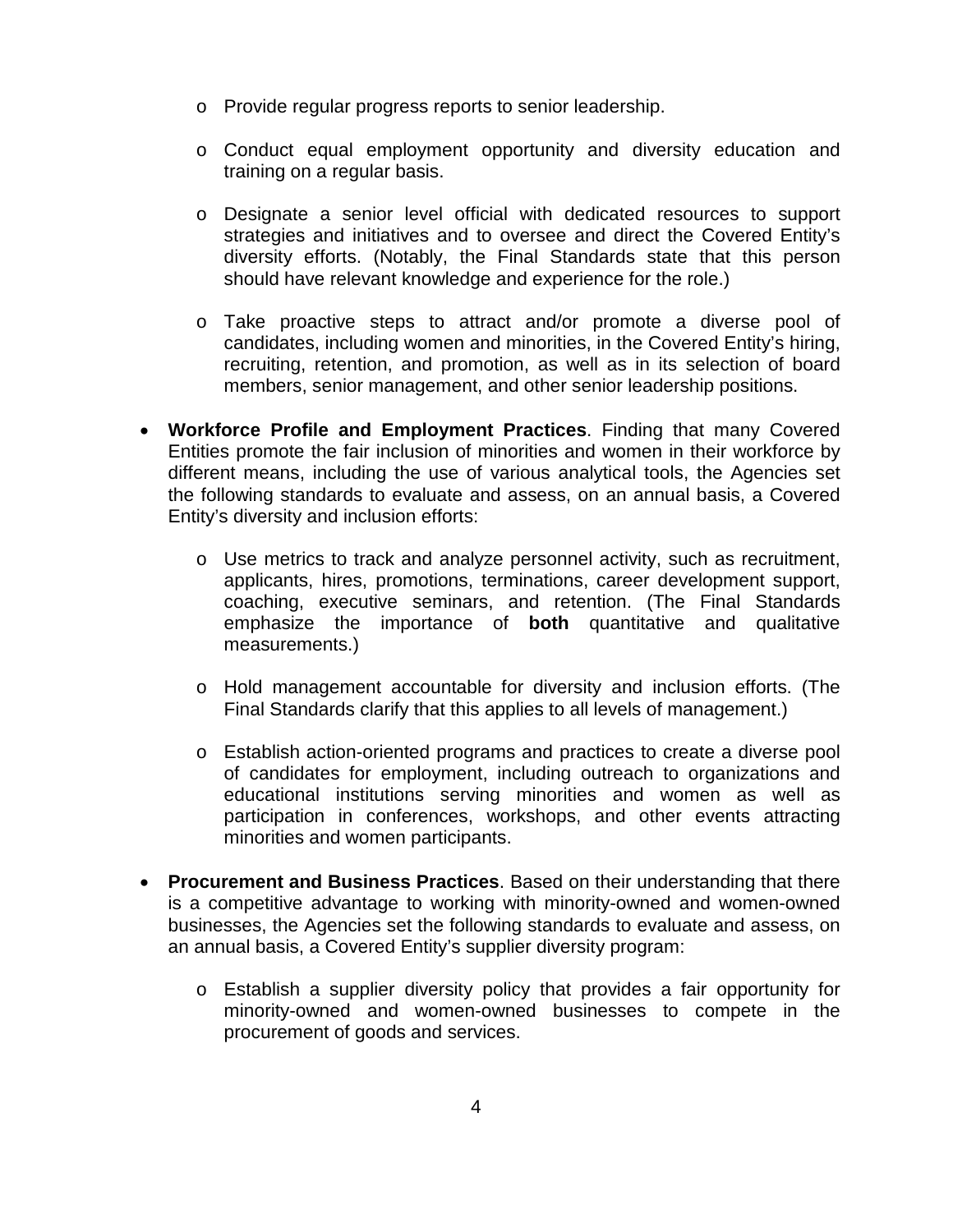- Provide regular progress reports to senior leadership.

  - Conduct equal employment opportunity and diversity education and training on a regular basis.

  - Designate a senior level official with dedicated resources to support strategies and initiatives and to oversee and direct the Covered Entity's diversity efforts. (Notably, the Final Standards state that this person should have relevant knowledge and experience for the role.)

  - Take proactive steps to attract and/or promote a diverse pool of candidates, including women and minorities, in the Covered Entity's hiring, recruiting, retention, and promotion, as well as in its selection of board members, senior management, and other senior leadership positions.

- **Workforce Profile and Employment Practices**. Finding that many Covered Entities promote the fair inclusion of minorities and women in their workforce by different means, including the use of various analytical tools, the Agencies set the following standards to evaluate and assess, on an annual basis, a Covered Entity's diversity and inclusion efforts:

  - Use metrics to track and analyze personnel activity, such as recruitment, applicants, hires, promotions, terminations, career development support, coaching, executive seminars, and retention. (The Final Standards emphasize the importance of **both** quantitative and qualitative measurements.)

  - Hold management accountable for diversity and inclusion efforts. (The Final Standards clarify that this applies to all levels of management.)

  - Establish action-oriented programs and practices to create a diverse pool of candidates for employment, including outreach to organizations and educational institutions serving minorities and women as well as participation in conferences, workshops, and other events attracting minorities and women participants.

- **Procurement and Business Practices**. Based on their understanding that there is a competitive advantage to working with minority-owned and women-owned businesses, the Agencies set the following standards to evaluate and assess, on an annual basis, a Covered Entity's supplier diversity program:

  - Establish a supplier diversity policy that provides a fair opportunity for minority-owned and women-owned businesses to compete in the procurement of goods and services.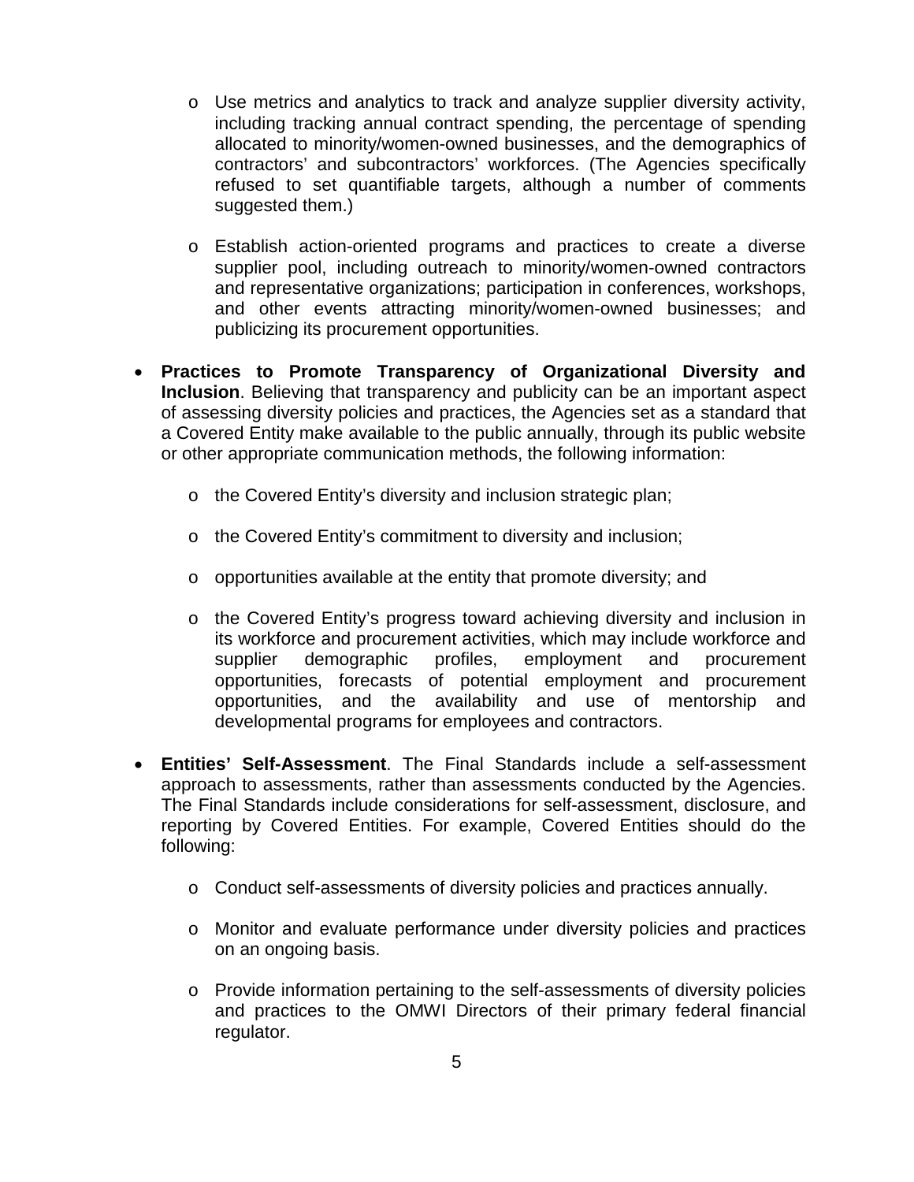- Use metrics and analytics to track and analyze supplier diversity activity, including tracking annual contract spending, the percentage of spending allocated to minority/women-owned businesses, and the demographics of contractors' and subcontractors' workforces. (The Agencies specifically refused to set quantifiable targets, although a number of comments suggested them.)

  - Establish action-oriented programs and practices to create a diverse supplier pool, including outreach to minority/women-owned contractors and representative organizations; participation in conferences, workshops, and other events attracting minority/women-owned businesses; and publicizing its procurement opportunities.

- **Practices to Promote Transparency of Organizational Diversity and Inclusion**. Believing that transparency and publicity can be an important aspect of assessing diversity policies and practices, the Agencies set as a standard that a Covered Entity make available to the public annually, through its public website or other appropriate communication methods, the following information:

  - the Covered Entity's diversity and inclusion strategic plan;

  - the Covered Entity's commitment to diversity and inclusion;

  - opportunities available at the entity that promote diversity; and

  - the Covered Entity's progress toward achieving diversity and inclusion in its workforce and procurement activities, which may include workforce and supplier demographic profiles, employment and procurement opportunities, forecasts of potential employment and procurement opportunities, and the availability and use of mentorship and developmental programs for employees and contractors.

- **Entities' Self-Assessment**. The Final Standards include a self-assessment approach to assessments, rather than assessments conducted by the Agencies. The Final Standards include considerations for self-assessment, disclosure, and reporting by Covered Entities. For example, Covered Entities should do the following:

  - Conduct self-assessments of diversity policies and practices annually.

  - Monitor and evaluate performance under diversity policies and practices on an ongoing basis.

  - Provide information pertaining to the self-assessments of diversity policies and practices to the OMWI Directors of their primary federal financial regulator.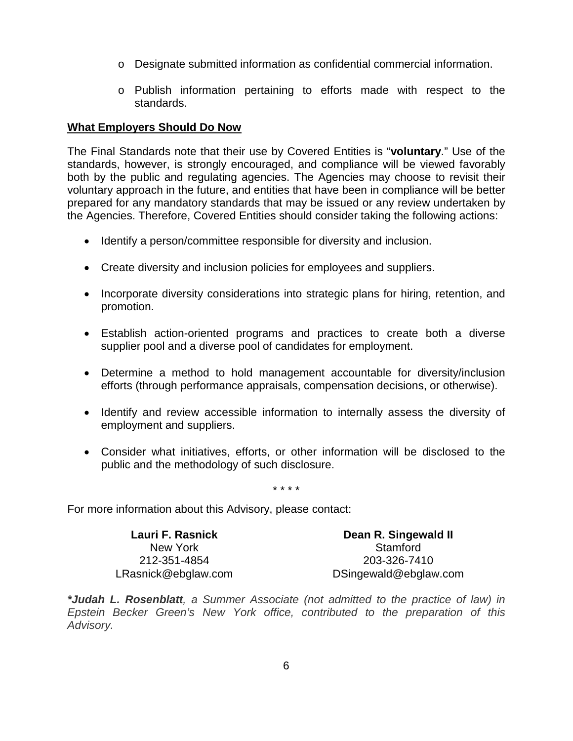- Designate submitted information as confidential commercial information.
  - Publish information pertaining to efforts made with respect to the standards.

**What Employers Should Do Now**

The Final Standards note that their use by Covered Entities is "**voluntary**." Use of the standards, however, is strongly encouraged, and compliance will be viewed favorably both by the public and regulating agencies. The Agencies may choose to revisit their voluntary approach in the future, and entities that have been in compliance will be better prepared for any mandatory standards that may be issued or any review undertaken by the Agencies. Therefore, Covered Entities should consider taking the following actions:

- Identify a person/committee responsible for diversity and inclusion.
- Create diversity and inclusion policies for employees and suppliers.
- Incorporate diversity considerations into strategic plans for hiring, retention, and promotion.
- Establish action-oriented programs and practices to create both a diverse supplier pool and a diverse pool of candidates for employment.
- Determine a method to hold management accountable for diversity/inclusion efforts (through performance appraisals, compensation decisions, or otherwise).
- Identify and review accessible information to internally assess the diversity of employment and suppliers.
- Consider what initiatives, efforts, or other information will be disclosed to the public and the methodology of such disclosure.

\* \* \* \*

For more information about this Advisory, please contact:

**Lauri F. Rasnick**
New York
212-351-4854
LRasnick@ebglaw.com

**Dean R. Singewald II**
Stamford
203-326-7410
DSingewald@ebglaw.com

***Judah L. Rosenblatt**, a Summer Associate (not admitted to the practice of law) in Epstein Becker Green's New York office, contributed to the preparation of this Advisory.*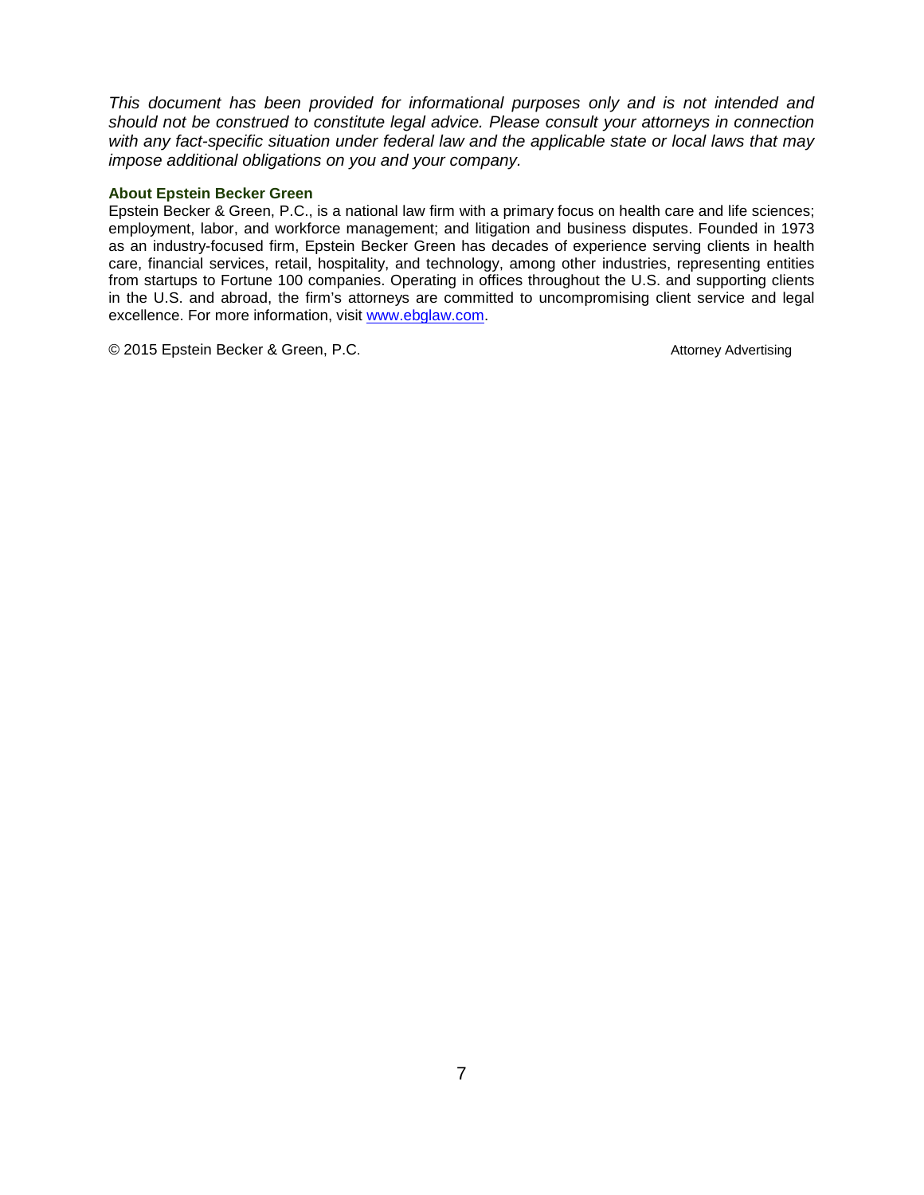*This document has been provided for informational purposes only and is not intended and should not be construed to constitute legal advice. Please consult your attorneys in connection with any fact-specific situation under federal law and the applicable state or local laws that may impose additional obligations on you and your company.*

**About Epstein Becker Green**

Epstein Becker & Green, P.C., is a national law firm with a primary focus on health care and life sciences; employment, labor, and workforce management; and litigation and business disputes. Founded in 1973 as an industry-focused firm, Epstein Becker Green has decades of experience serving clients in health care, financial services, retail, hospitality, and technology, among other industries, representing entities from startups to Fortune 100 companies. Operating in offices throughout the U.S. and supporting clients in the U.S. and abroad, the firm's attorneys are committed to uncompromising client service and legal excellence. For more information, visit [www.ebglaw.com](http://www.ebglaw.com).

© 2015 Epstein Becker & Green, P.C. Attorney Advertising